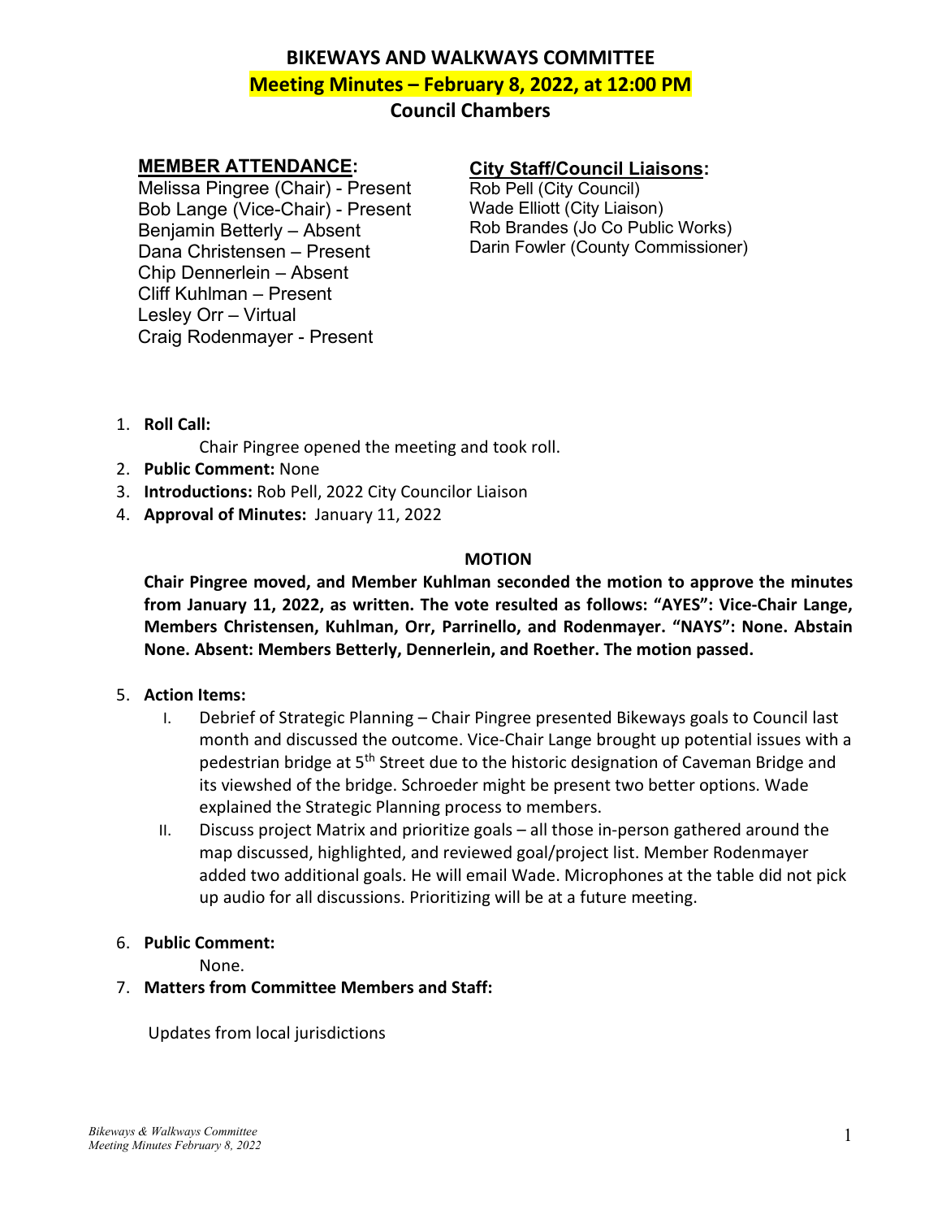# BIKEWAYS AND WALKWAYS COMMITTEE

## Meeting Minutes – February 8, 2022, at 12:00 PM

## Council Chambers

**MEMBER ATTENDANCE:**

Melissa Pingree (Chair) - Present
Bob Lange (Vice-Chair) - Present
Benjamin Betterly – Absent
Dana Christensen – Present
Chip Dennerlein – Absent
Cliff Kuhlman – Present
Lesley Orr – Virtual
Craig Rodenmayer - Present

**City Staff/Council Liaisons:**

Rob Pell (City Council)
Wade Elliott (City Liaison)
Rob Brandes (Jo Co Public Works)
Darin Fowler (County Commissioner)

1. **Roll Call:**

   Chair Pingree opened the meeting and took roll.
2. **Public Comment:** None
3. **Introductions:** Rob Pell, 2022 City Councilor Liaison
4. **Approval of Minutes:** January 11, 2022

**MOTION**

**Chair Pingree moved, and Member Kuhlman seconded the motion to approve the minutes from January 11, 2022, as written. The vote resulted as follows: "AYES": Vice-Chair Lange, Members Christensen, Kuhlman, Orr, Parrinello, and Rodenmayer. "NAYS": None. Abstain None. Absent: Members Betterly, Dennerlein, and Roether. The motion passed.**

5. **Action Items:**
   I. Debrief of Strategic Planning – Chair Pingree presented Bikeways goals to Council last month and discussed the outcome. Vice-Chair Lange brought up potential issues with a pedestrian bridge at 5th Street due to the historic designation of Caveman Bridge and its viewshed of the bridge. Schroeder might be present two better options. Wade explained the Strategic Planning process to members.
   II. Discuss project Matrix and prioritize goals – all those in-person gathered around the map discussed, highlighted, and reviewed goal/project list. Member Rodenmayer added two additional goals. He will email Wade. Microphones at the table did not pick up audio for all discussions. Prioritizing will be at a future meeting.

6. **Public Comment:**

   None.
7. **Matters from Committee Members and Staff:**

   Updates from local jurisdictions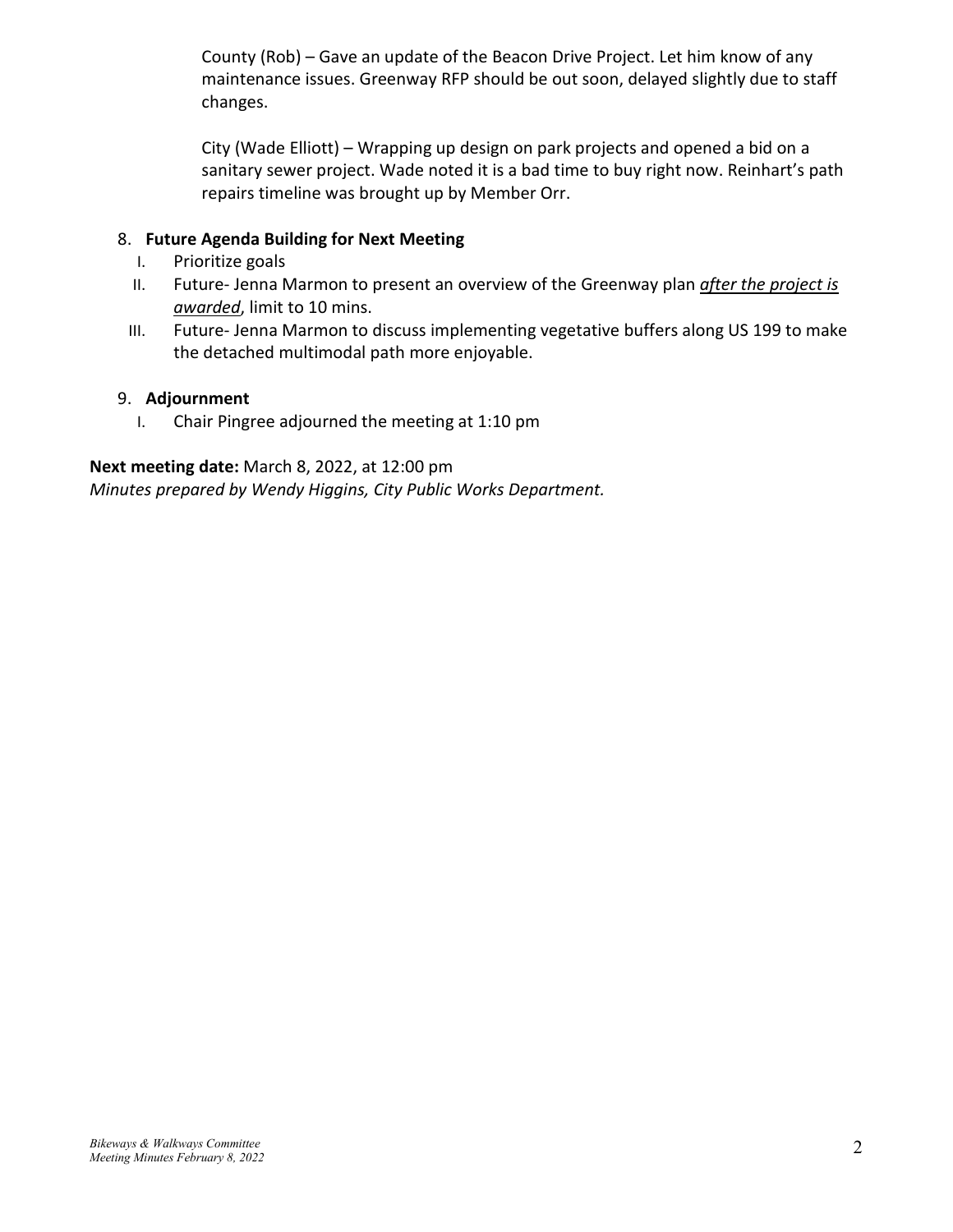County (Rob) – Gave an update of the Beacon Drive Project. Let him know of any maintenance issues. Greenway RFP should be out soon, delayed slightly due to staff changes.

City (Wade Elliott) – Wrapping up design on park projects and opened a bid on a sanitary sewer project. Wade noted it is a bad time to buy right now. Reinhart's path repairs timeline was brought up by Member Orr.

8. **Future Agenda Building for Next Meeting**
   I. Prioritize goals
   II. Future- Jenna Marmon to present an overview of the Greenway plan ***after the project is awarded***, limit to 10 mins.
   III. Future- Jenna Marmon to discuss implementing vegetative buffers along US 199 to make the detached multimodal path more enjoyable.

9. **Adjournment**
   I. Chair Pingree adjourned the meeting at 1:10 pm

**Next meeting date:** March 8, 2022, at 12:00 pm
*Minutes prepared by Wendy Higgins, City Public Works Department.*